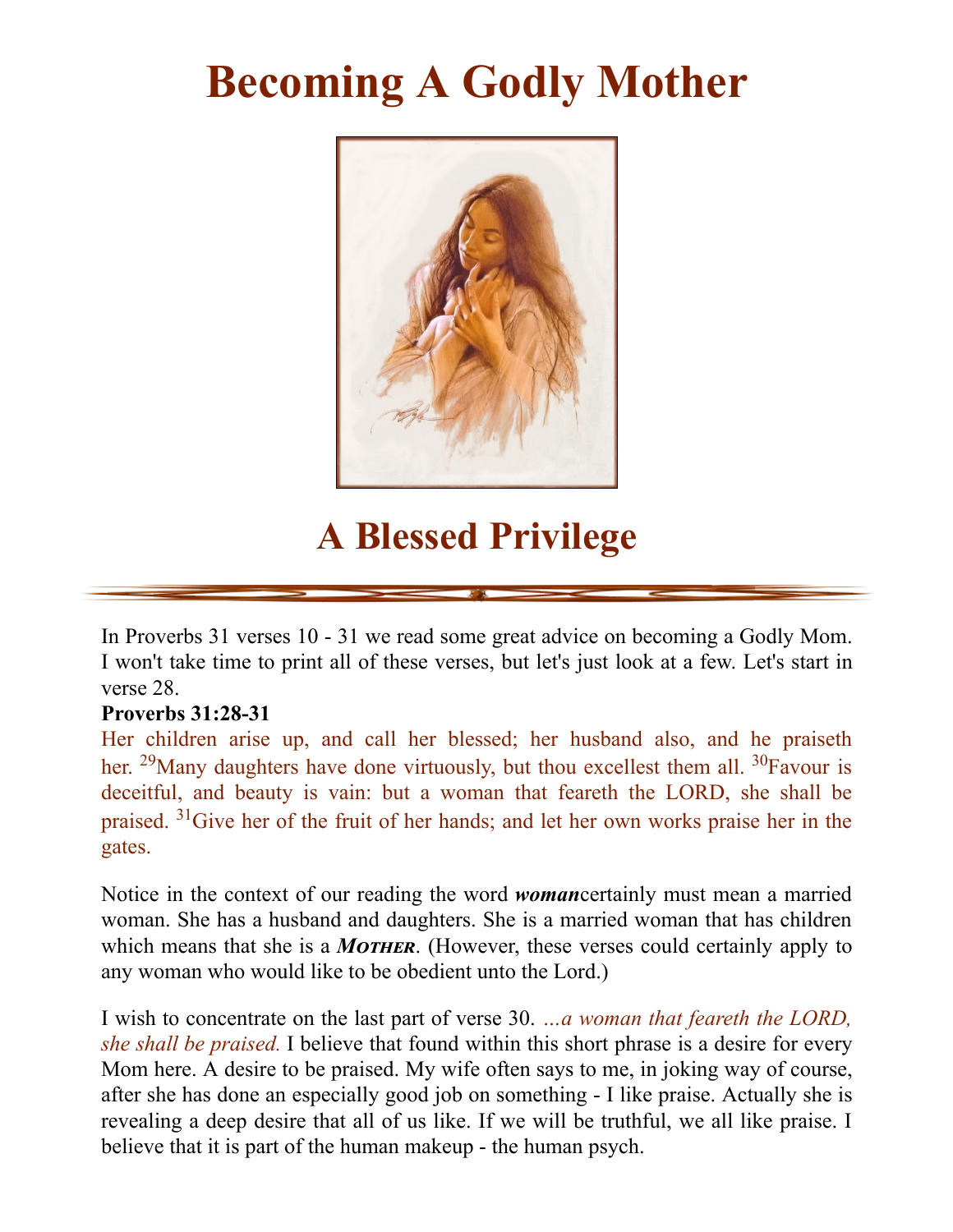# Becoming A Godly Mother

## A Blessed Privilege

In Proverbs 31 verses 10 - 31 we read some great advice on becoming a Godly Mom. I won't take time to print all of these verses, but let's just look at a few. Let's start in verse 28.

**Proverbs 31:28-31**

Her children arise up, and call her blessed; her husband also, and he praiseth her. [29]Many daughters have done virtuously, but thou excellest them all. [30]Favour is deceitful, and beauty is vain: but a woman that feareth the LORD, she shall be praised. [31]Give her of the fruit of her hands; and let her own works praise her in the gates.

Notice in the context of our reading the word ***woman***certainly must mean a married woman. She has a husband and daughters. She is a married woman that has children which means that she is a ***MOTHER***. (However, these verses could certainly apply to any woman who would like to be obedient unto the Lord.)

I wish to concentrate on the last part of verse 30. *...a woman that feareth the LORD, she shall be praised.* I believe that found within this short phrase is a desire for every Mom here. A desire to be praised. My wife often says to me, in joking way of course, after she has done an especially good job on something - I like praise. Actually she is revealing a deep desire that all of us like. If we will be truthful, we all like praise. I believe that it is part of the human makeup - the human psych.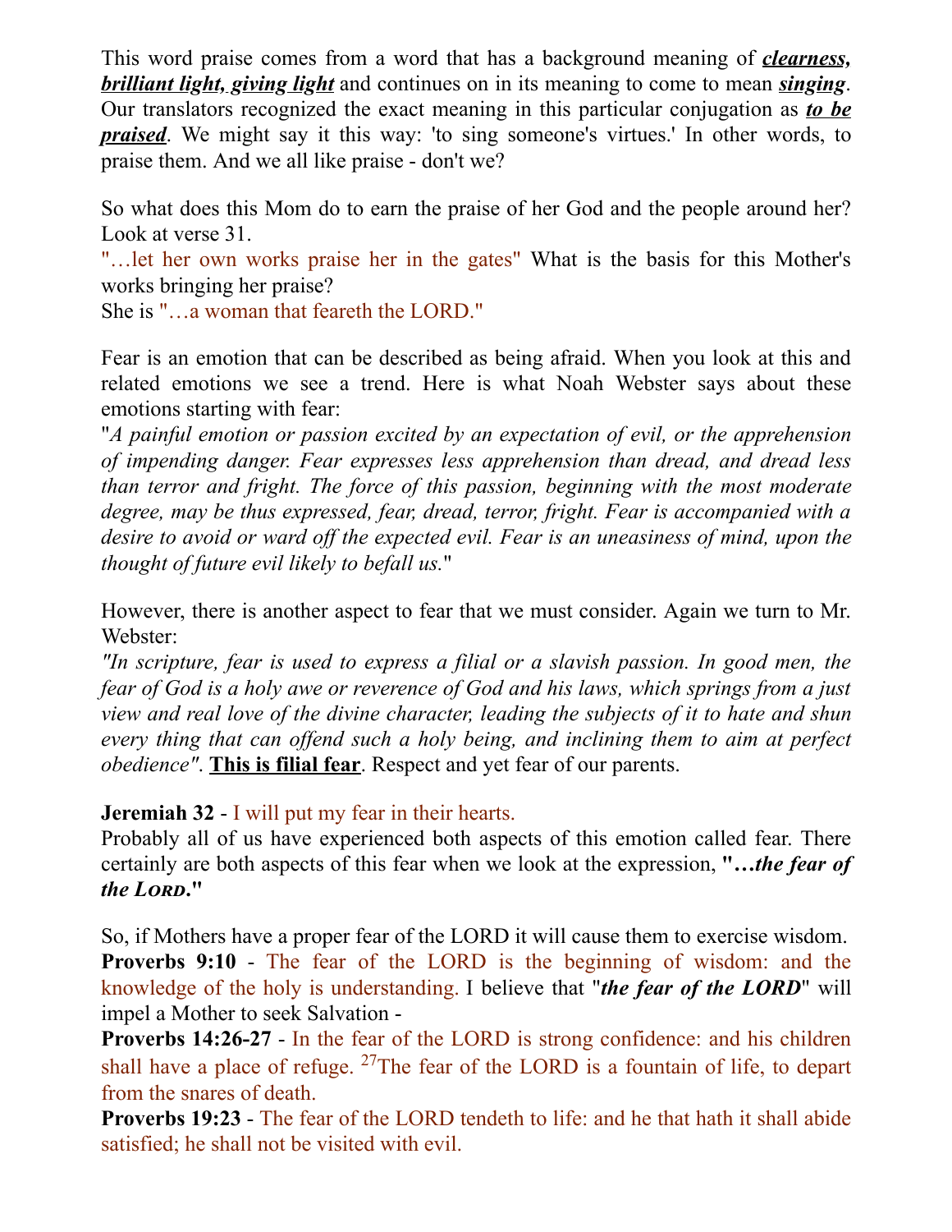This word praise comes from a word that has a background meaning of ***clearness, brilliant light, giving light*** and continues on in its meaning to come to mean ***singing***. Our translators recognized the exact meaning in this particular conjugation as ***to be praised***. We might say it this way: 'to sing someone's virtues.' In other words, to praise them. And we all like praise - don't we?

So what does this Mom do to earn the praise of her God and the people around her? Look at verse 31.
"…let her own works praise her in the gates" What is the basis for this Mother's works bringing her praise?
She is "…a woman that feareth the LORD."

Fear is an emotion that can be described as being afraid. When you look at this and related emotions we see a trend. Here is what Noah Webster says about these emotions starting with fear:
"*A painful emotion or passion excited by an expectation of evil, or the apprehension of impending danger. Fear expresses less apprehension than dread, and dread less than terror and fright. The force of this passion, beginning with the most moderate degree, may be thus expressed, fear, dread, terror, fright. Fear is accompanied with a desire to avoid or ward off the expected evil. Fear is an uneasiness of mind, upon the thought of future evil likely to befall us.*"

However, there is another aspect to fear that we must consider. Again we turn to Mr. Webster:
*"In scripture, fear is used to express a filial or a slavish passion. In good men, the fear of God is a holy awe or reverence of God and his laws, which springs from a just view and real love of the divine character, leading the subjects of it to hate and shun every thing that can offend such a holy being, and inclining them to aim at perfect obedience"*. **This is filial fear**. Respect and yet fear of our parents.

**Jeremiah 32** - I will put my fear in their hearts.
Probably all of us have experienced both aspects of this emotion called fear. There certainly are both aspects of this fear when we look at the expression, **"…*the fear of the LORD*."**

So, if Mothers have a proper fear of the LORD it will cause them to exercise wisdom.
**Proverbs 9:10** - The fear of the LORD is the beginning of wisdom: and the knowledge of the holy is understanding. I believe that "***the fear of the LORD***" will impel a Mother to seek Salvation -
**Proverbs 14:26-27** - In the fear of the LORD is strong confidence: and his children shall have a place of refuge. [27]The fear of the LORD is a fountain of life, to depart from the snares of death.
**Proverbs 19:23** - The fear of the LORD tendeth to life: and he that hath it shall abide satisfied; he shall not be visited with evil.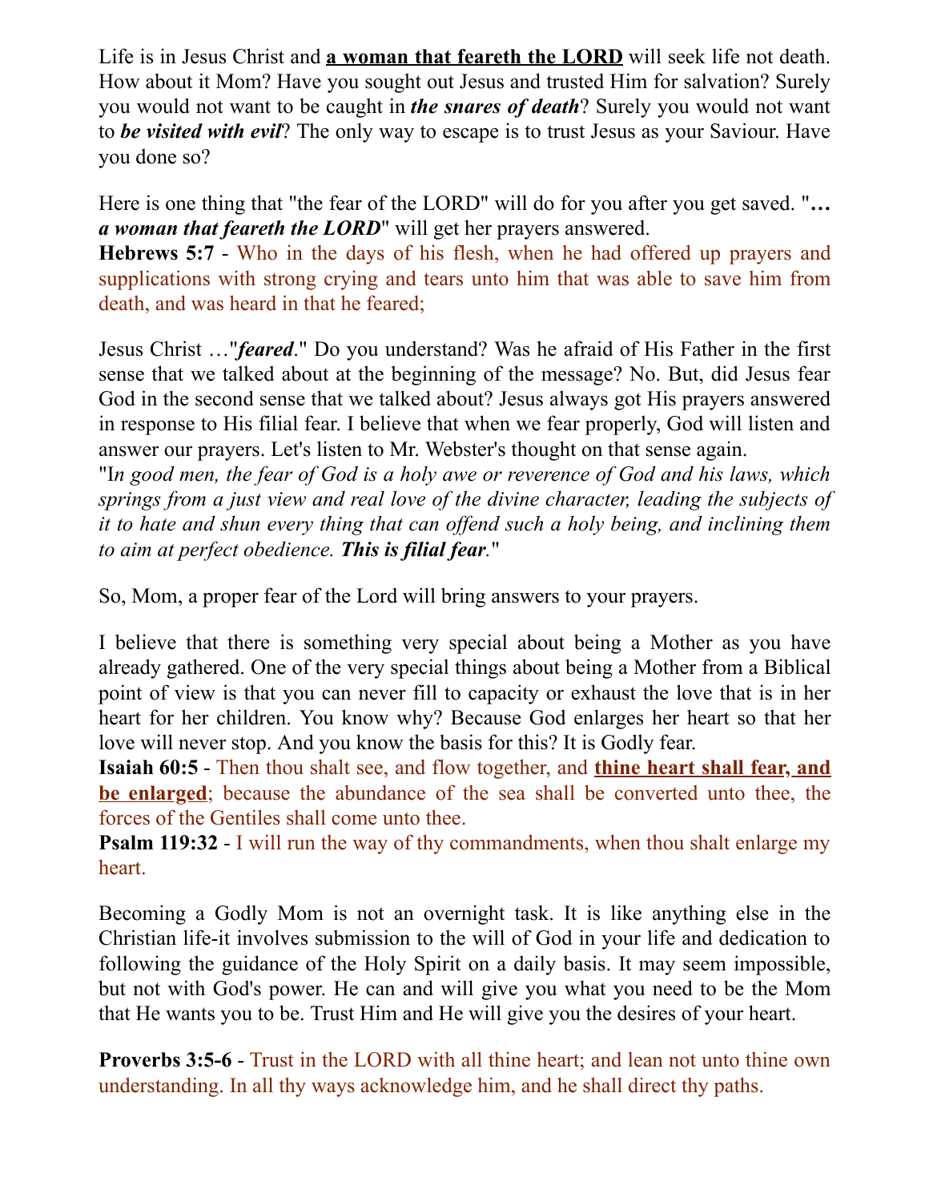Life is in Jesus Christ and **a woman that feareth the LORD** will seek life not death. How about it Mom? Have you sought out Jesus and trusted Him for salvation? Surely you would not want to be caught in ***the snares of death***? Surely you would not want to ***be visited with evil***? The only way to escape is to trust Jesus as your Saviour. Have you done so?

Here is one thing that "the fear of the LORD" will do for you after you get saved. "***… a woman that feareth the LORD***" will get her prayers answered.
**Hebrews 5:7** - Who in the days of his flesh, when he had offered up prayers and supplications with strong crying and tears unto him that was able to save him from death, and was heard in that he feared;

Jesus Christ …"***feared***." Do you understand? Was he afraid of His Father in the first sense that we talked about at the beginning of the message? No. But, did Jesus fear God in the second sense that we talked about? Jesus always got His prayers answered in response to His filial fear. I believe that when we fear properly, God will listen and answer our prayers. Let's listen to Mr. Webster's thought on that sense again.
"*In good men, the fear of God is a holy awe or reverence of God and his laws, which springs from a just view and real love of the divine character, leading the subjects of it to hate and shun every thing that can offend such a holy being, and inclining them to aim at perfect obedience.* ***This is filial fear***."

So, Mom, a proper fear of the Lord will bring answers to your prayers.

I believe that there is something very special about being a Mother as you have already gathered. One of the very special things about being a Mother from a Biblical point of view is that you can never fill to capacity or exhaust the love that is in her heart for her children. You know why? Because God enlarges her heart so that her love will never stop. And you know the basis for this? It is Godly fear.
**Isaiah 60:5** - Then thou shalt see, and flow together, and **thine heart shall fear, and be enlarged**; because the abundance of the sea shall be converted unto thee, the forces of the Gentiles shall come unto thee.
**Psalm 119:32** - I will run the way of thy commandments, when thou shalt enlarge my heart.

Becoming a Godly Mom is not an overnight task. It is like anything else in the Christian life-it involves submission to the will of God in your life and dedication to following the guidance of the Holy Spirit on a daily basis. It may seem impossible, but not with God's power. He can and will give you what you need to be the Mom that He wants you to be. Trust Him and He will give you the desires of your heart.

**Proverbs 3:5-6** - Trust in the LORD with all thine heart; and lean not unto thine own understanding. In all thy ways acknowledge him, and he shall direct thy paths.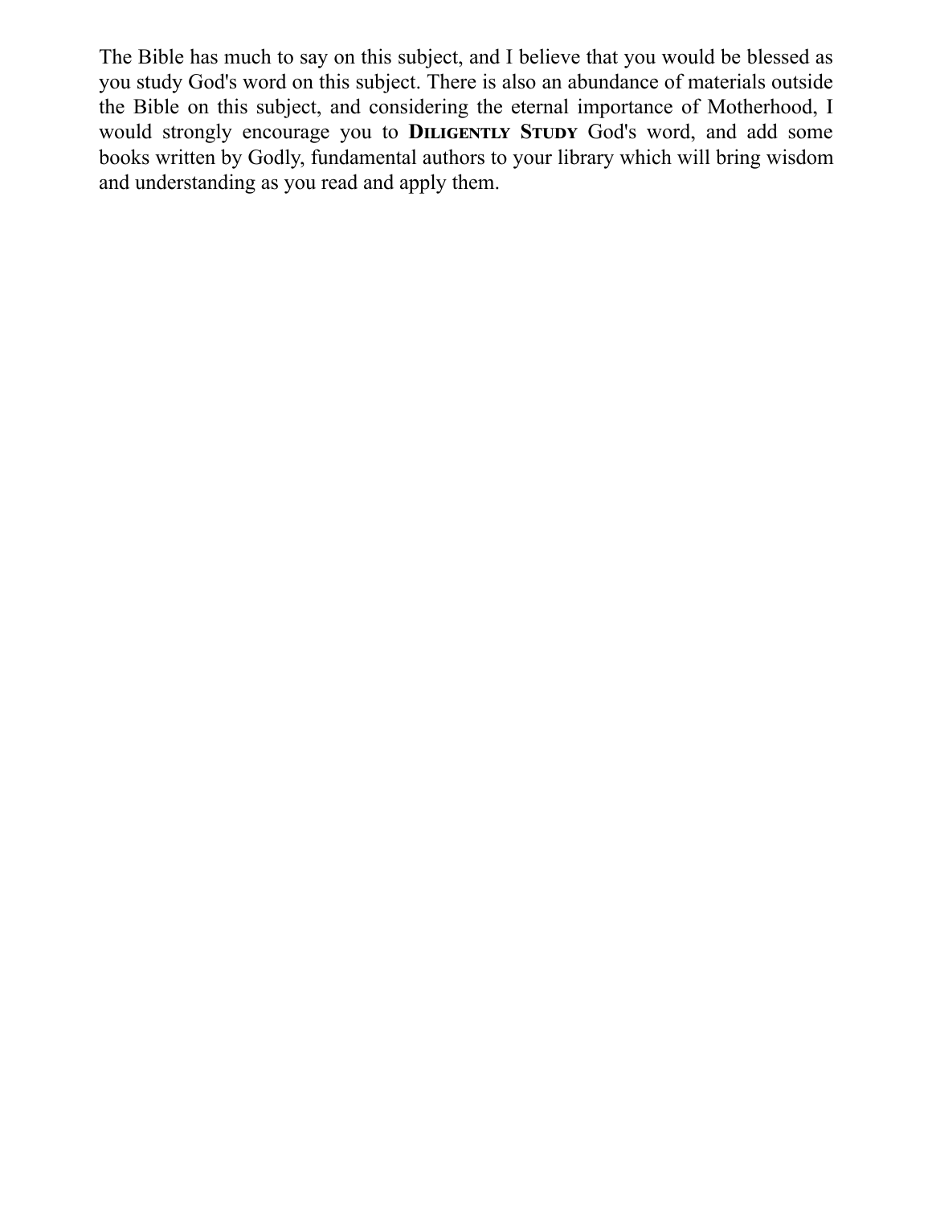The Bible has much to say on this subject, and I believe that you would be blessed as you study God's word on this subject. There is also an abundance of materials outside the Bible on this subject, and considering the eternal importance of Motherhood, I would strongly encourage you to **Diligently Study** God's word, and add some books written by Godly, fundamental authors to your library which will bring wisdom and understanding as you read and apply them.